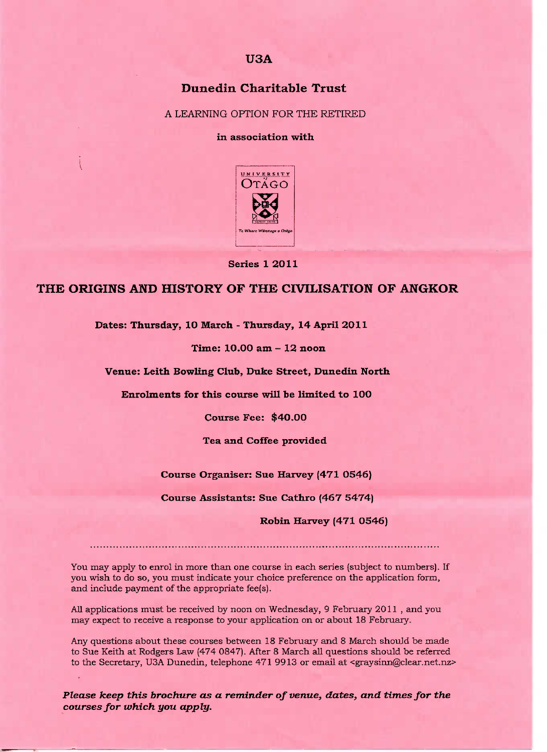# U3A

## Dunedin Charitable Trust

A LEARNING OPTION FOR THE RETIRED

**in association with**

Series 1 2011

# THE ORIGINS AND HISTORY OF THE CIVILISATION OF ANGKOR

**Dates: Thursday, 10 March - Thursday, 14 April 2011**

**Time: 10.00 am – 12 noon**

**Venue: Leith Bowling Club, Duke Street, Dunedin North**

**Enrolments for this course will be limited to 100**

**Course Fee: $40.00**

**Tea and Coffee provided**

**Course Organiser: Sue Harvey (471 0546)**

**Course Assistants: Sue Cathro (467 5474)**

**Robin Harvey (471 0546)**

---

You may apply to enrol in more than one course in each series (subject to numbers). If you wish to do so, you must indicate your choice preference on the application form, and include payment of the appropriate fee(s).

All applications must be received by noon on Wednesday, 9 February 2011 , and you may expect to receive a response to your application on or about 18 February.

Any questions about these courses between 18 February and 8 March should be made to Sue Keith at Rodgers Law (474 0847). After 8 March all questions should be referred to the Secretary, U3A Dunedin, telephone 471 9913 or email at <graysinn@clear.net.nz>

***Please keep this brochure as a reminder of venue, dates, and times for the courses for which you apply.***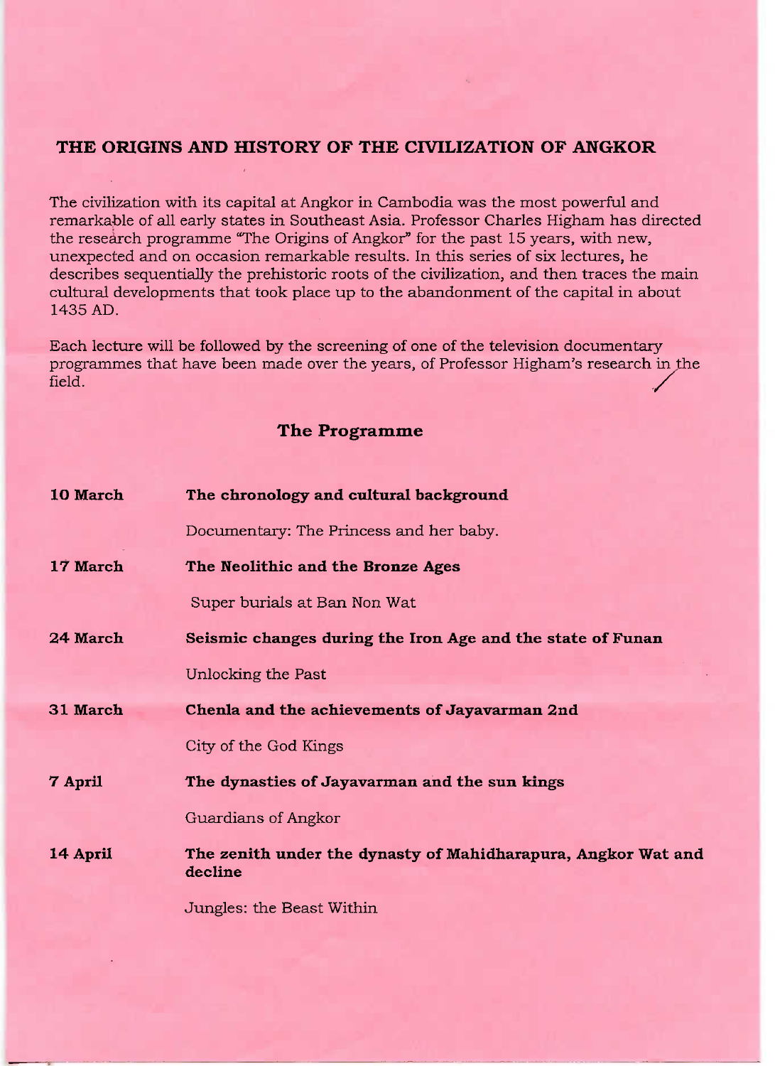## THE ORIGINS AND HISTORY OF THE CIVILIZATION OF ANGKOR

The civilization with its capital at Angkor in Cambodia was the most powerful and remarkable of all early states in Southeast Asia. Professor Charles Higham has directed the research programme "The Origins of Angkor" for the past 15 years, with new, unexpected and on occasion remarkable results. In this series of six lectures, he describes sequentially the prehistoric roots of the civilization, and then traces the main cultural developments that took place up to the abandonment of the capital in about 1435 AD.

Each lecture will be followed by the screening of one of the television documentary programmes that have been made over the years, of Professor Higham's research in the field.

### The Programme

| | |
|---|---|
| **10 March** | **The chronology and cultural background** |
| | Documentary: The Princess and her baby. |
| **17 March** | **The Neolithic and the Bronze Ages** |
| | Super burials at Ban Non Wat |
| **24 March** | **Seismic changes during the Iron Age and the state of Funan** |
| | Unlocking the Past |
| **31 March** | **Chenla and the achievements of Jayavarman 2nd** |
| | City of the God Kings |
| **7 April** | **The dynasties of Jayavarman and the sun kings** |
| | Guardians of Angkor |
| **14 April** | **The zenith under the dynasty of Mahidharapura, Angkor Wat and decline** |
| | Jungles: the Beast Within |